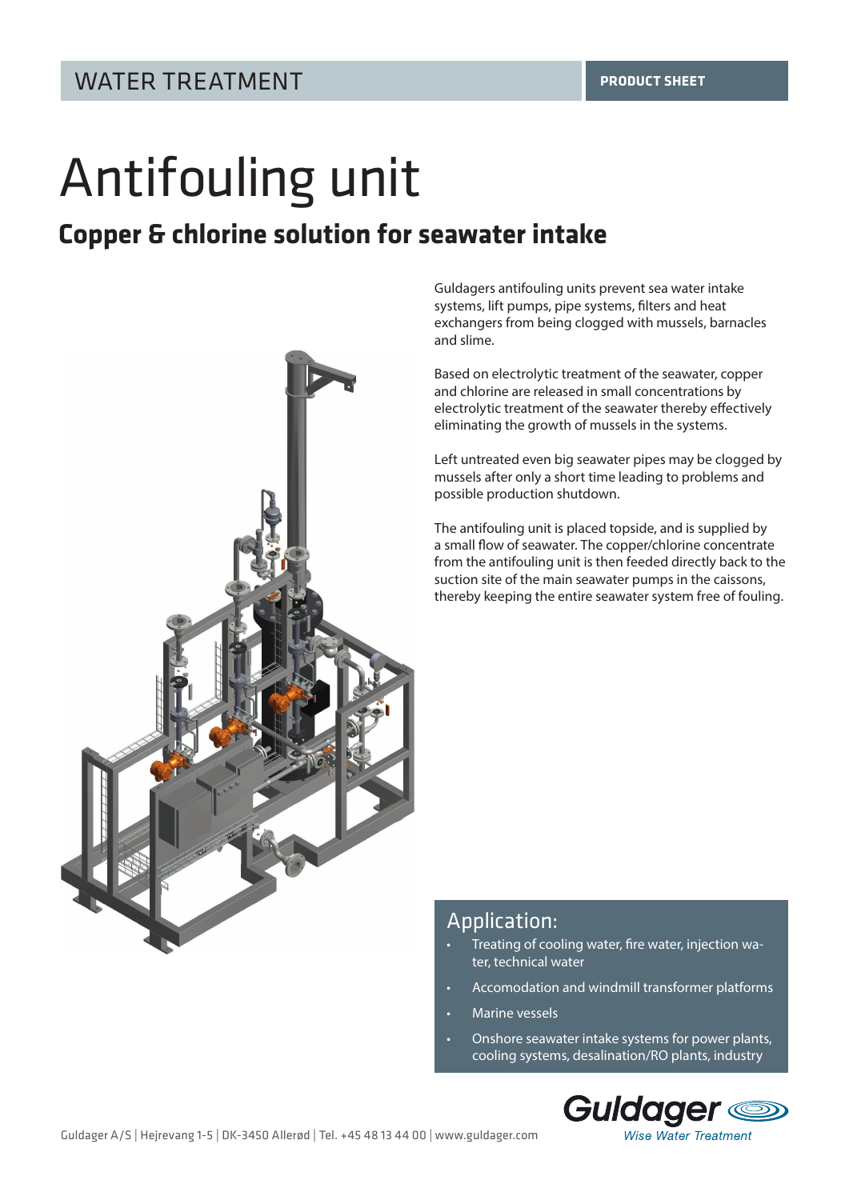WATER TREATMENT

PRODUCT SHEET

# Antifouling unit

## Copper & chlorine solution for seawater intake

Guldagers antifouling units prevent sea water intake systems, lift pumps, pipe systems, filters and heat exchangers from being clogged with mussels, barnacles and slime.

Based on electrolytic treatment of the seawater, copper and chlorine are released in small concentrations by electrolytic treatment of the seawater thereby effectively eliminating the growth of mussels in the systems.

Left untreated even big seawater pipes may be clogged by mussels after only a short time leading to problems and possible production shutdown.

The antifouling unit is placed topside, and is supplied by a small flow of seawater. The copper/chlorine concentrate from the antifouling unit is then feeded directly back to the suction site of the main seawater pumps in the caissons, thereby keeping the entire seawater system free of fouling.

### Application:

- Treating of cooling water, fire water, injection water, technical water
- Accomodation and windmill transformer platforms
- Marine vessels
- Onshore seawater intake systems for power plants, cooling systems, desalination/RO plants, industry

Guldager A/S | Hejrevang 1-5 | DK-3450 Allerød | Tel. +45 48 13 44 00 | www.guldager.com

Guldager
Wise Water Treatment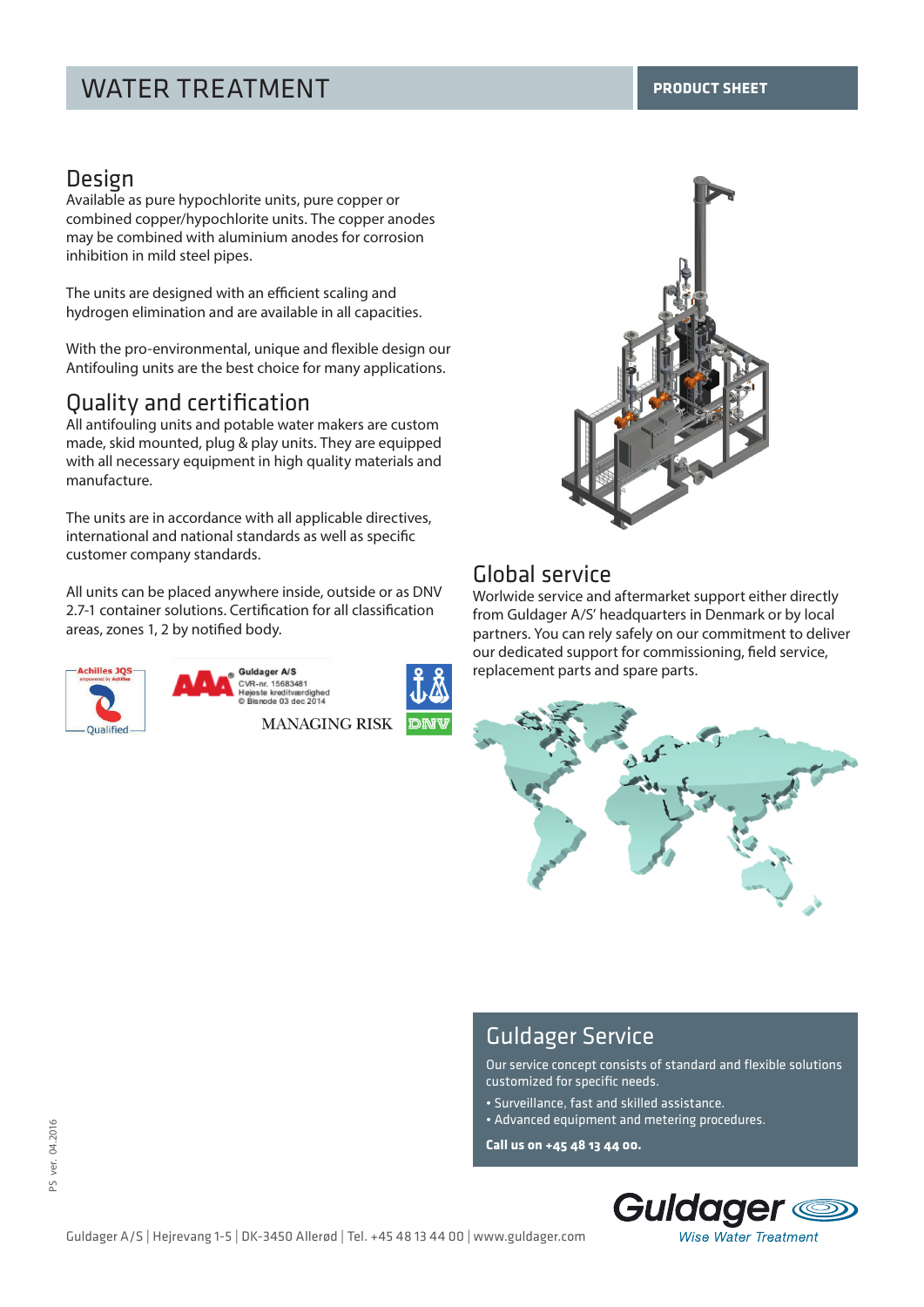## Design

Available as pure hypochlorite units, pure copper or combined copper/hypochlorite units. The copper anodes may be combined with aluminium anodes for corrosion inhibition in mild steel pipes.

The units are designed with an efficient scaling and hydrogen elimination and are available in all capacities.

With the pro-environmental, unique and flexible design our Antifouling units are the best choice for many applications.

## Quality and certification

All antifouling units and potable water makers are custom made, skid mounted, plug & play units. They are equipped with all necessary equipment in high quality materials and manufacture.

The units are in accordance with all applicable directives, international and national standards as well as specific customer company standards.

All units can be placed anywhere inside, outside or as DNV 2.7-1 container solutions. Certification for all classification areas, zones 1, 2 by notified body.

Achilles JQS
Qualified

AAA Guldager A/S
CVR-nr. 15683481
Højeste kreditværdighed
© Bisnode 03 dec 2014

MANAGING RISK
DNV

## Global service

Worlwide service and aftermarket support either directly from Guldager A/S' headquarters in Denmark or by local partners. You can rely safely on our commitment to deliver our dedicated support for commissioning, field service, replacement parts and spare parts.

## Guldager Service

Our service concept consists of standard and flexible solutions customized for specific needs.

- Surveillance, fast and skilled assistance.
- Advanced equipment and metering procedures.

**Call us on +45 48 13 44 00.**

PS ver. 04.2016

Guldager A/S | Hejrevang 1-5 | DK-3450 Allerød | Tel. +45 48 13 44 00 | www.guldager.com

Guldager
Wise Water Treatment